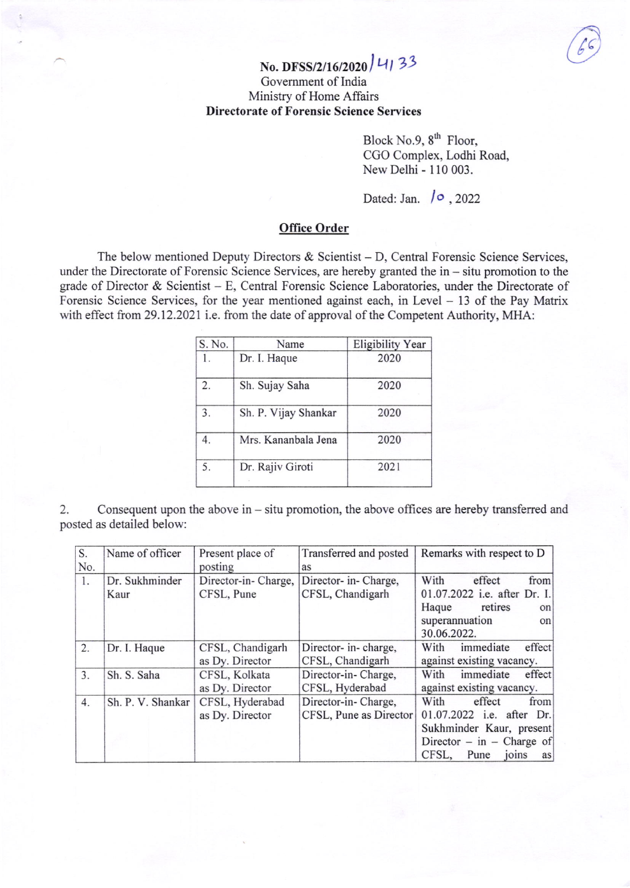No. DFSS/2/16/2020/4133

Government of India

Ministry of Home Affairs

**Directorate of Forensic Science Services**

Block No.9, 8th Floor,
CGO Complex, Lodhi Road,
New Delhi - 110 003.

Dated: Jan. 10, 2022

**Office Order**

The below mentioned Deputy Directors & Scientist – D, Central Forensic Science Services, under the Directorate of Forensic Science Services, are hereby granted the in – situ promotion to the grade of Director & Scientist – E, Central Forensic Science Laboratories, under the Directorate of Forensic Science Services, for the year mentioned against each, in Level – 13 of the Pay Matrix with effect from 29.12.2021 i.e. from the date of approval of the Competent Authority, MHA:

| S. No. | Name | Eligibility Year |
|---|---|---|
| 1. | Dr. I. Haque | 2020 |
| 2. | Sh. Sujay Saha | 2020 |
| 3. | Sh. P. Vijay Shankar | 2020 |
| 4. | Mrs. Kananbala Jena | 2020 |
| 5. | Dr. Rajiv Giroti | 2021 |

2. Consequent upon the above in – situ promotion, the above offices are hereby transferred and posted as detailed below:

| S. No. | Name of officer | Present place of posting | Transferred and posted as | Remarks with respect to D |
|---|---|---|---|---|
| 1. | Dr. Sukhminder Kaur | Director-in- Charge, CFSL, Pune | Director- in- Charge, CFSL, Chandigarh | With effect from 01.07.2022 i.e. after Dr. I. Haque retires on superannuation on 30.06.2022. |
| 2. | Dr. I. Haque | CFSL, Chandigarh as Dy. Director | Director- in- charge, CFSL, Chandigarh | With immediate effect against existing vacancy. |
| 3. | Sh. S. Saha | CFSL, Kolkata as Dy. Director | Director-in- Charge, CFSL, Hyderabad | With immediate effect against existing vacancy. |
| 4. | Sh. P. V. Shankar | CFSL, Hyderabad as Dy. Director | Director-in- Charge, CFSL, Pune as Director | With effect from 01.07.2022 i.e. after Dr. Sukhminder Kaur, present Director – in – Charge of CFSL, Pune joins as |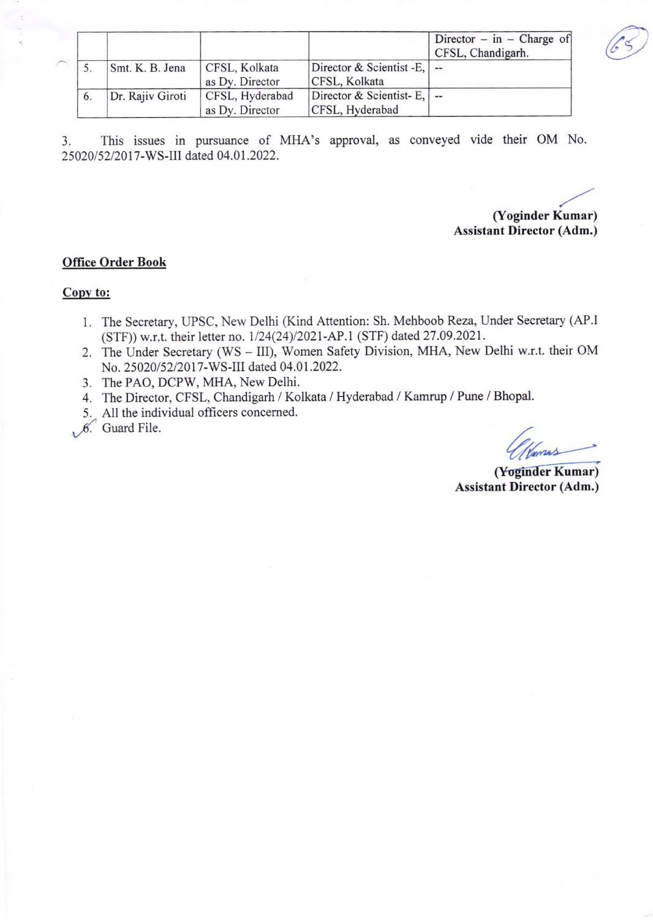| | | | | |
|---|---|---|---|---|
| | | | | Director – in – Charge of CFSL, Chandigarh. |
| 5. | Smt. K. B. Jena | CFSL, Kolkata as Dy. Director | Director & Scientist -E, CFSL, Kolkata | -- |
| 6. | Dr. Rajiv Giroti | CFSL, Hyderabad as Dy. Director | Director & Scientist- E, CFSL, Hyderabad | -- |

3. This issues in pursuance of MHA's approval, as conveyed vide their OM No. 25020/52/2017-WS-III dated 04.01.2022.

**(Yoginder Kumar)**
**Assistant Director (Adm.)**

**Office Order Book**

**Copy to:**

1. The Secretary, UPSC, New Delhi (Kind Attention: Sh. Mehboob Reza, Under Secretary (AP.I (STF)) w.r.t. their letter no. 1/24(24)/2021-AP.1 (STF) dated 27.09.2021.
2. The Under Secretary (WS – III), Women Safety Division, MHA, New Delhi w.r.t. their OM No. 25020/52/2017-WS-III dated 04.01.2022.
3. The PAO, DCPW, MHA, New Delhi.
4. The Director, CFSL, Chandigarh / Kolkata / Hyderabad / Kamrup / Pune / Bhopal.
5. All the individual officers concerned.
6. Guard File.

**(Yoginder Kumar)**
**Assistant Director (Adm.)**